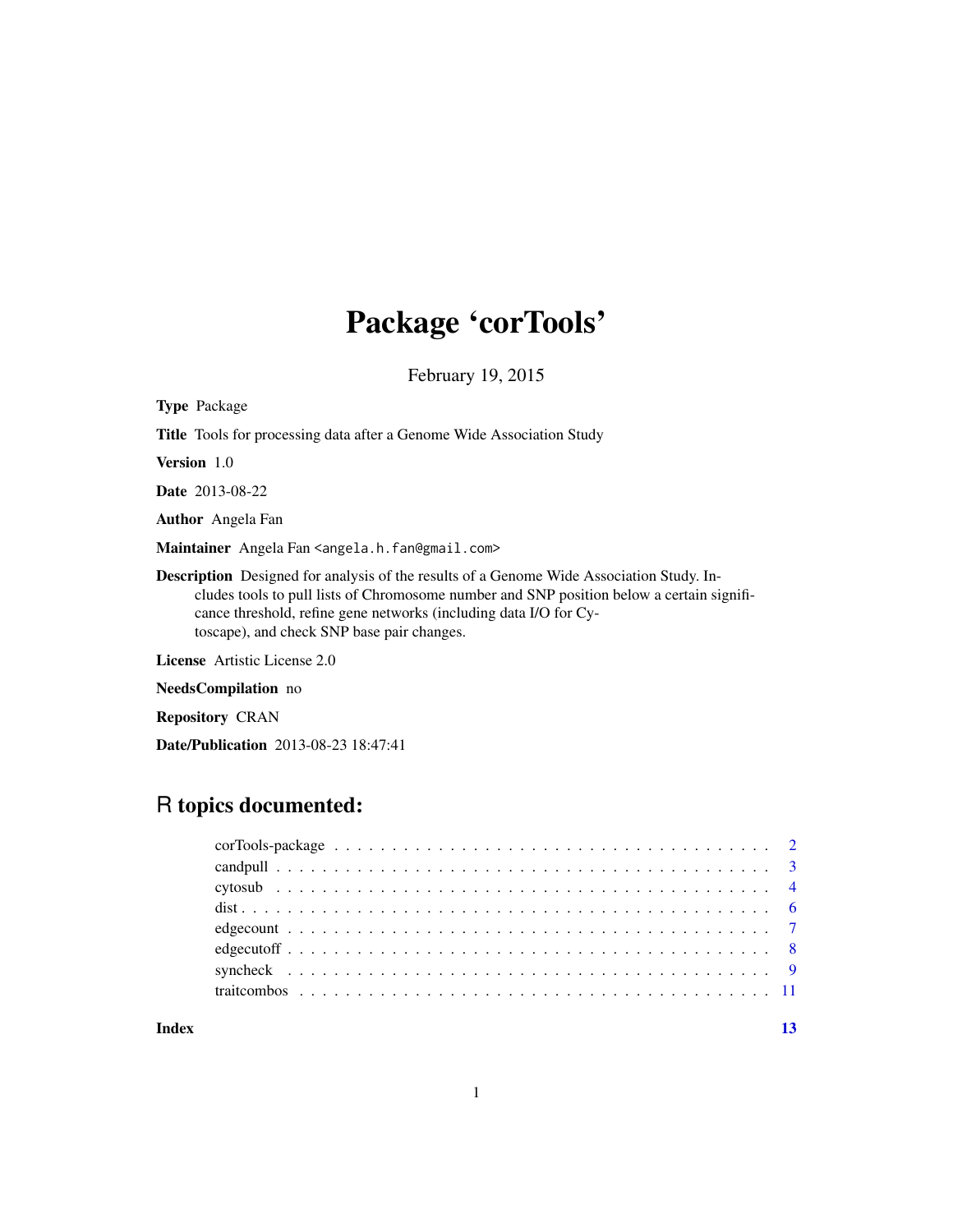# Package 'corTools'

February 19, 2015

**Type** Package

**Title** Tools for processing data after a Genome Wide Association Study

**Version** 1.0

**Date** 2013-08-22

**Author** Angela Fan

**Maintainer** Angela Fan <angela.h.fan@gmail.com>

**Description** Designed for analysis of the results of a Genome Wide Association Study. Includes tools to pull lists of Chromosome number and SNP position below a certain significance threshold, refine gene networks (including data I/O for Cytoscape), and check SNP base pair changes.

**License** Artistic License 2.0

**NeedsCompilation** no

**Repository** CRAN

**Date/Publication** 2013-08-23 18:47:41

## R topics documented:

- corTools-package . . . . . . . . . . . . . . . . . . . . . . . . . . . . . . . . . . . . 2
- candpull . . . . . . . . . . . . . . . . . . . . . . . . . . . . . . . . . . . . . . . . . . 3
- cytosub . . . . . . . . . . . . . . . . . . . . . . . . . . . . . . . . . . . . . . . . . . 4
- dist . . . . . . . . . . . . . . . . . . . . . . . . . . . . . . . . . . . . . . . . . . . . 6
- edgecount . . . . . . . . . . . . . . . . . . . . . . . . . . . . . . . . . . . . . . . . . 7
- edgecutoff . . . . . . . . . . . . . . . . . . . . . . . . . . . . . . . . . . . . . . . . . 8
- syncheck . . . . . . . . . . . . . . . . . . . . . . . . . . . . . . . . . . . . . . . . . . 9
- traitcombos . . . . . . . . . . . . . . . . . . . . . . . . . . . . . . . . . . . . . . . . 11

**Index** 13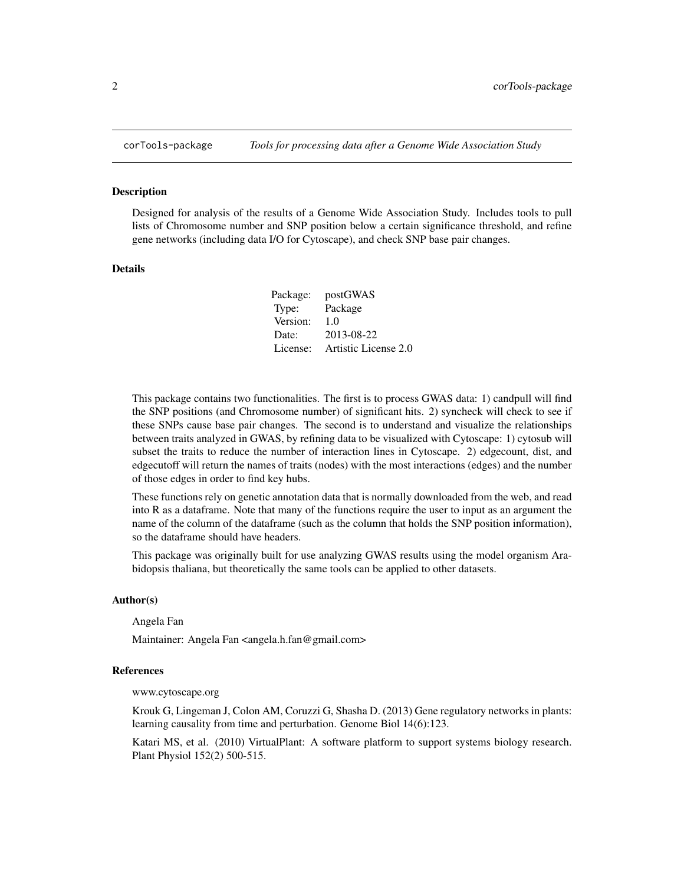# corTools-package — *Tools for processing data after a Genome Wide Association Study*

## Description

Designed for analysis of the results of a Genome Wide Association Study. Includes tools to pull lists of Chromosome number and SNP position below a certain significance threshold, and refine gene networks (including data I/O for Cytoscape), and check SNP base pair changes.

## Details

| | |
|---|---|
| Package: | postGWAS |
| Type: | Package |
| Version: | 1.0 |
| Date: | 2013-08-22 |
| License: | Artistic License 2.0 |

This package contains two functionalities. The first is to process GWAS data: 1) candpull will find the SNP positions (and Chromosome number) of significant hits. 2) syncheck will check to see if these SNPs cause base pair changes. The second is to understand and visualize the relationships between traits analyzed in GWAS, by refining data to be visualized with Cytoscape: 1) cytosub will subset the traits to reduce the number of interaction lines in Cytoscape. 2) edgecount, dist, and edgecutoff will return the names of traits (nodes) with the most interactions (edges) and the number of those edges in order to find key hubs.

These functions rely on genetic annotation data that is normally downloaded from the web, and read into R as a dataframe. Note that many of the functions require the user to input as an argument the name of the column of the dataframe (such as the column that holds the SNP position information), so the dataframe should have headers.

This package was originally built for use analyzing GWAS results using the model organism Arabidopsis thaliana, but theoretically the same tools can be applied to other datasets.

## Author(s)

Angela Fan

Maintainer: Angela Fan <angela.h.fan@gmail.com>

## References

www.cytoscape.org

Krouk G, Lingeman J, Colon AM, Coruzzi G, Shasha D. (2013) Gene regulatory networks in plants: learning causality from time and perturbation. Genome Biol 14(6):123.

Katari MS, et al. (2010) VirtualPlant: A software platform to support systems biology research. Plant Physiol 152(2) 500-515.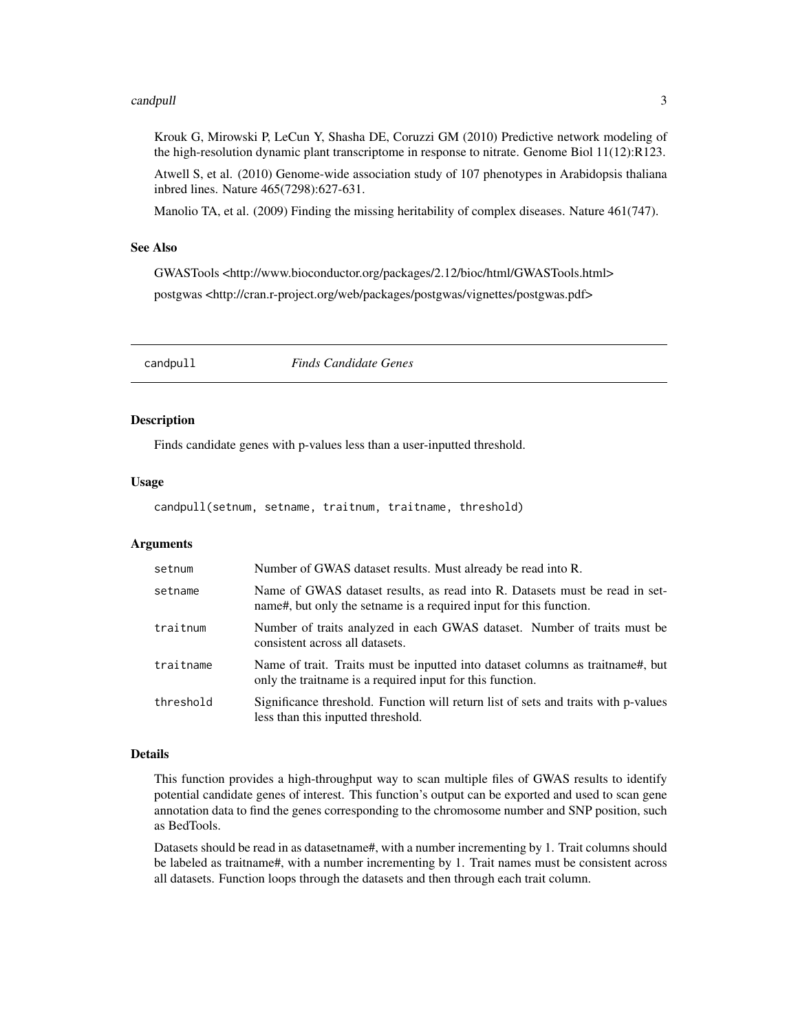Krouk G, Mirowski P, LeCun Y, Shasha DE, Coruzzi GM (2010) Predictive network modeling of the high-resolution dynamic plant transcriptome in response to nitrate. Genome Biol 11(12):R123.

Atwell S, et al. (2010) Genome-wide association study of 107 phenotypes in Arabidopsis thaliana inbred lines. Nature 465(7298):627-631.

Manolio TA, et al. (2009) Finding the missing heritability of complex diseases. Nature 461(747).

### See Also

GWASTools <http://www.bioconductor.org/packages/2.12/bioc/html/GWASTools.html>

postgwas <http://cran.r-project.org/web/packages/postgwas/vignettes/postgwas.pdf>

---

## candpull *Finds Candidate Genes*

---

### Description

Finds candidate genes with p-values less than a user-inputted threshold.

### Usage

```
candpull(setnum, setname, traitnum, traitname, threshold)
```

### Arguments

| | |
|---|---|
| setnum | Number of GWAS dataset results. Must already be read into R. |
| setname | Name of GWAS dataset results, as read into R. Datasets must be read in setname#, but only the setname is a required input for this function. |
| traitnum | Number of traits analyzed in each GWAS dataset. Number of traits must be consistent across all datasets. |
| traitname | Name of trait. Traits must be inputted into dataset columns as traitname#, but only the traitname is a required input for this function. |
| threshold | Significance threshold. Function will return list of sets and traits with p-values less than this inputted threshold. |

### Details

This function provides a high-throughput way to scan multiple files of GWAS results to identify potential candidate genes of interest. This function's output can be exported and used to scan gene annotation data to find the genes corresponding to the chromosome number and SNP position, such as BedTools.

Datasets should be read in as datasetname#, with a number incrementing by 1. Trait columns should be labeled as traitname#, with a number incrementing by 1. Trait names must be consistent across all datasets. Function loops through the datasets and then through each trait column.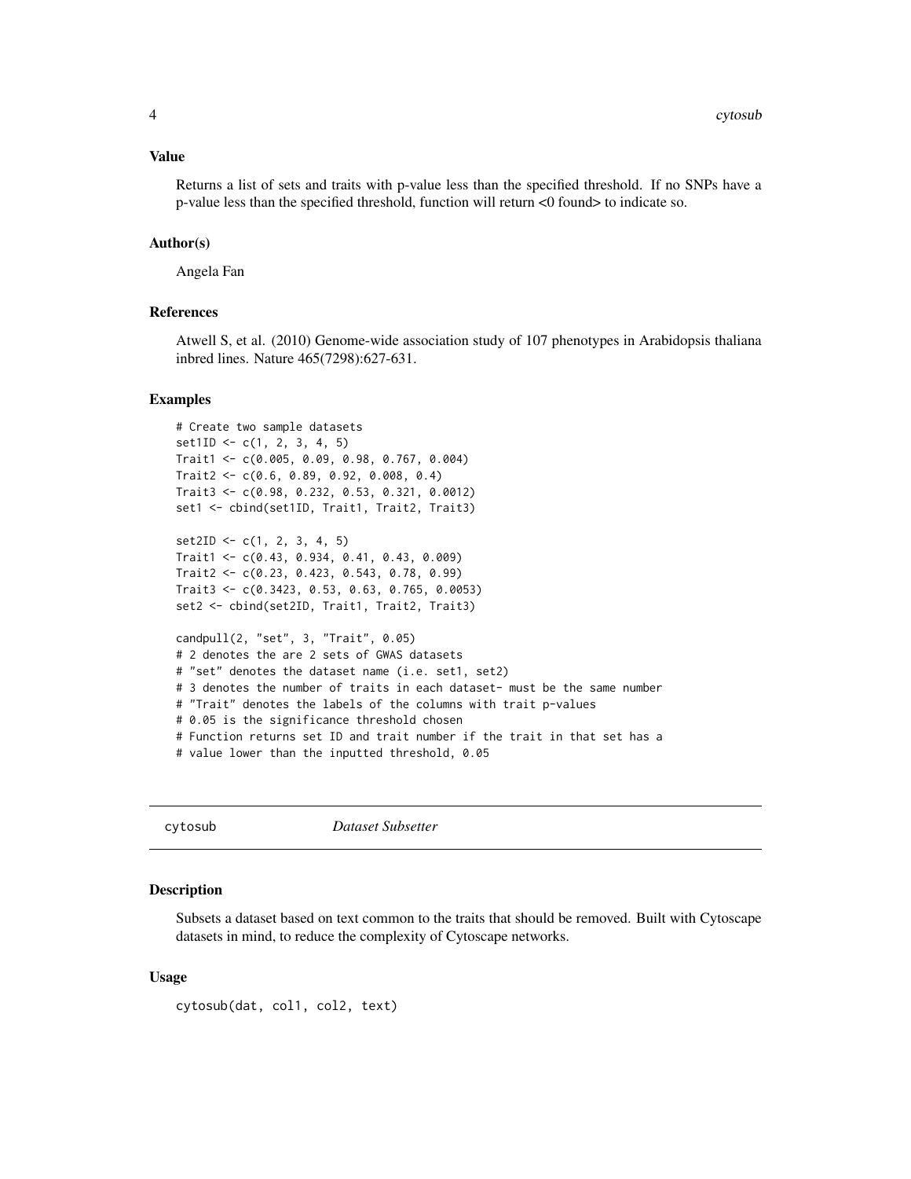### Value

Returns a list of sets and traits with p-value less than the specified threshold. If no SNPs have a p-value less than the specified threshold, function will return <0 found> to indicate so.

### Author(s)

Angela Fan

### References

Atwell S, et al. (2010) Genome-wide association study of 107 phenotypes in Arabidopsis thaliana inbred lines. Nature 465(7298):627-631.

### Examples

```
# Create two sample datasets
set1ID <- c(1, 2, 3, 4, 5)
Trait1 <- c(0.005, 0.09, 0.98, 0.767, 0.004)
Trait2 <- c(0.6, 0.89, 0.92, 0.008, 0.4)
Trait3 <- c(0.98, 0.232, 0.53, 0.321, 0.0012)
set1 <- cbind(set1ID, Trait1, Trait2, Trait3)

set2ID <- c(1, 2, 3, 4, 5)
Trait1 <- c(0.43, 0.934, 0.41, 0.43, 0.009)
Trait2 <- c(0.23, 0.423, 0.543, 0.78, 0.99)
Trait3 <- c(0.3423, 0.53, 0.63, 0.765, 0.0053)
set2 <- cbind(set2ID, Trait1, Trait2, Trait3)

candpull(2, "set", 3, "Trait", 0.05)
# 2 denotes the are 2 sets of GWAS datasets
# "set" denotes the dataset name (i.e. set1, set2)
# 3 denotes the number of traits in each dataset- must be the same number
# "Trait" denotes the labels of the columns with trait p-values
# 0.05 is the significance threshold chosen
# Function returns set ID and trait number if the trait in that set has a
# value lower than the inputted threshold, 0.05
```

---

## cytosub *Dataset Subsetter*

### Description

Subsets a dataset based on text common to the traits that should be removed. Built with Cytoscape datasets in mind, to reduce the complexity of Cytoscape networks.

### Usage

```
cytosub(dat, col1, col2, text)
```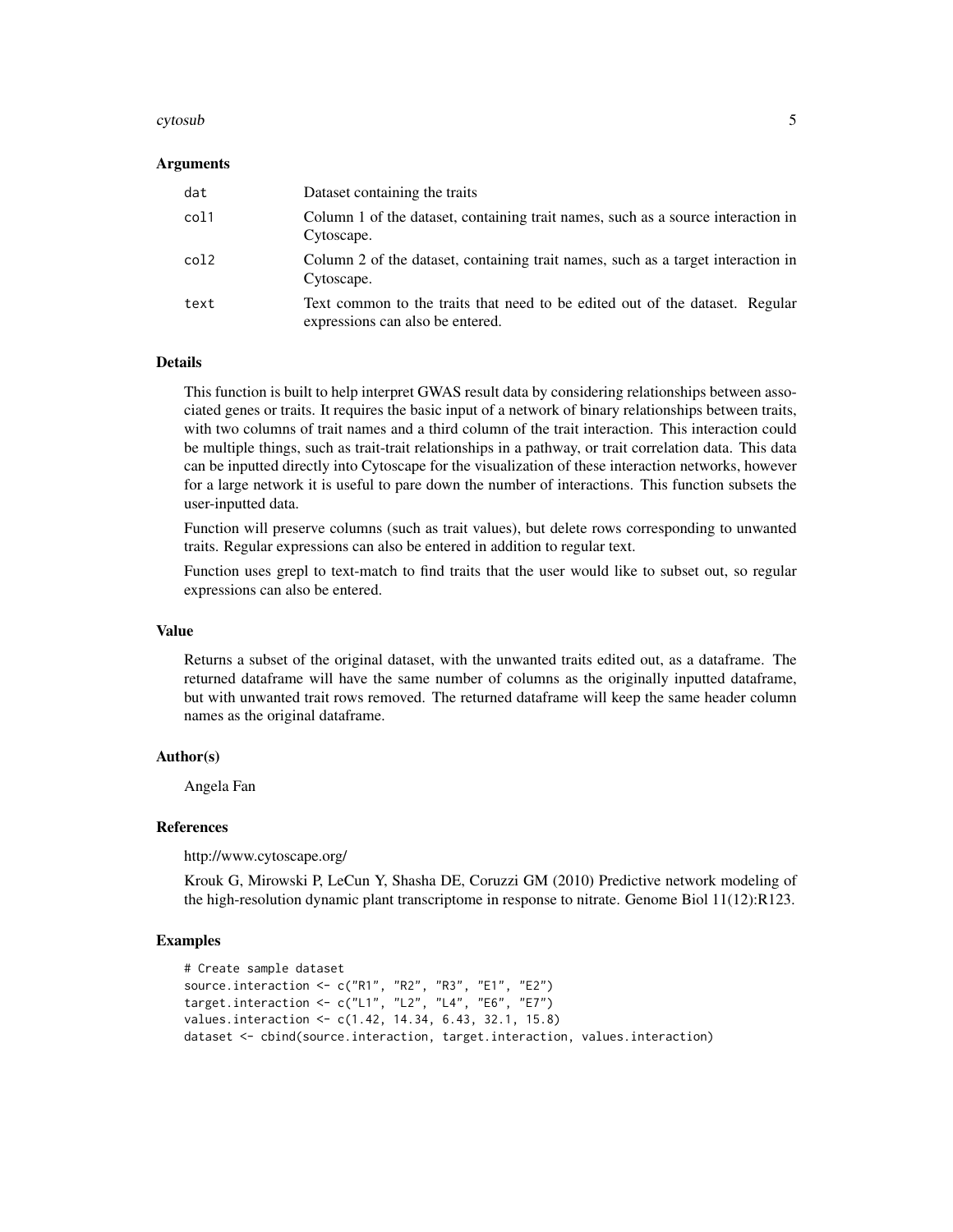## Arguments

| | |
|---|---|
| dat | Dataset containing the traits |
| col1 | Column 1 of the dataset, containing trait names, such as a source interaction in Cytoscape. |
| col2 | Column 2 of the dataset, containing trait names, such as a target interaction in Cytoscape. |
| text | Text common to the traits that need to be edited out of the dataset. Regular expressions can also be entered. |

## Details

This function is built to help interpret GWAS result data by considering relationships between associated genes or traits. It requires the basic input of a network of binary relationships between traits, with two columns of trait names and a third column of the trait interaction. This interaction could be multiple things, such as trait-trait relationships in a pathway, or trait correlation data. This data can be inputted directly into Cytoscape for the visualization of these interaction networks, however for a large network it is useful to pare down the number of interactions. This function subsets the user-inputted data.

Function will preserve columns (such as trait values), but delete rows corresponding to unwanted traits. Regular expressions can also be entered in addition to regular text.

Function uses grepl to text-match to find traits that the user would like to subset out, so regular expressions can also be entered.

## Value

Returns a subset of the original dataset, with the unwanted traits edited out, as a dataframe. The returned dataframe will have the same number of columns as the originally inputted dataframe, but with unwanted trait rows removed. The returned dataframe will keep the same header column names as the original dataframe.

## Author(s)

Angela Fan

## References

http://www.cytoscape.org/

Krouk G, Mirowski P, LeCun Y, Shasha DE, Coruzzi GM (2010) Predictive network modeling of the high-resolution dynamic plant transcriptome in response to nitrate. Genome Biol 11(12):R123.

## Examples

```
# Create sample dataset
source.interaction <- c("R1", "R2", "R3", "E1", "E2")
target.interaction <- c("L1", "L2", "L4", "E6", "E7")
values.interaction <- c(1.42, 14.34, 6.43, 32.1, 15.8)
dataset <- cbind(source.interaction, target.interaction, values.interaction)
```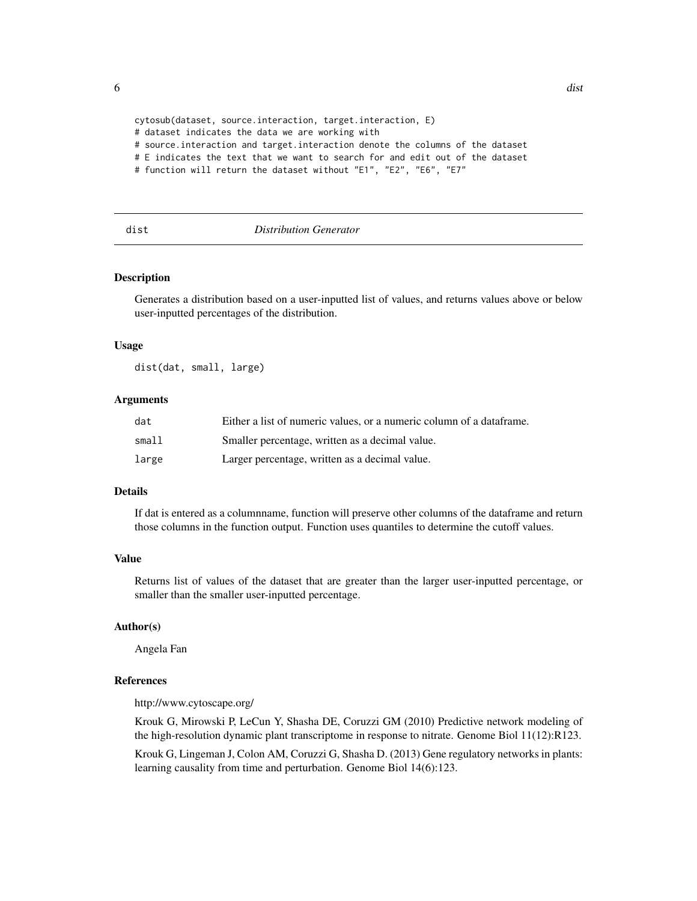```
cytosub(dataset, source.interaction, target.interaction, E)
# dataset indicates the data we are working with
# source.interaction and target.interaction denote the columns of the dataset
# E indicates the text that we want to search for and edit out of the dataset
# function will return the dataset without "E1", "E2", "E6", "E7"
```

---

## dist — *Distribution Generator*

### Description

Generates a distribution based on a user-inputted list of values, and returns values above or below user-inputted percentages of the distribution.

### Usage

```
dist(dat, small, large)
```

### Arguments

| | |
|---|---|
| `dat` | Either a list of numeric values, or a numeric column of a dataframe. |
| `small` | Smaller percentage, written as a decimal value. |
| `large` | Larger percentage, written as a decimal value. |

### Details

If dat is entered as a columnname, function will preserve other columns of the dataframe and return those columns in the function output. Function uses quantiles to determine the cutoff values.

### Value

Returns list of values of the dataset that are greater than the larger user-inputted percentage, or smaller than the smaller user-inputted percentage.

### Author(s)

Angela Fan

### References

http://www.cytoscape.org/

Krouk G, Mirowski P, LeCun Y, Shasha DE, Coruzzi GM (2010) Predictive network modeling of the high-resolution dynamic plant transcriptome in response to nitrate. Genome Biol 11(12):R123.

Krouk G, Lingeman J, Colon AM, Coruzzi G, Shasha D. (2013) Gene regulatory networks in plants: learning causality from time and perturbation. Genome Biol 14(6):123.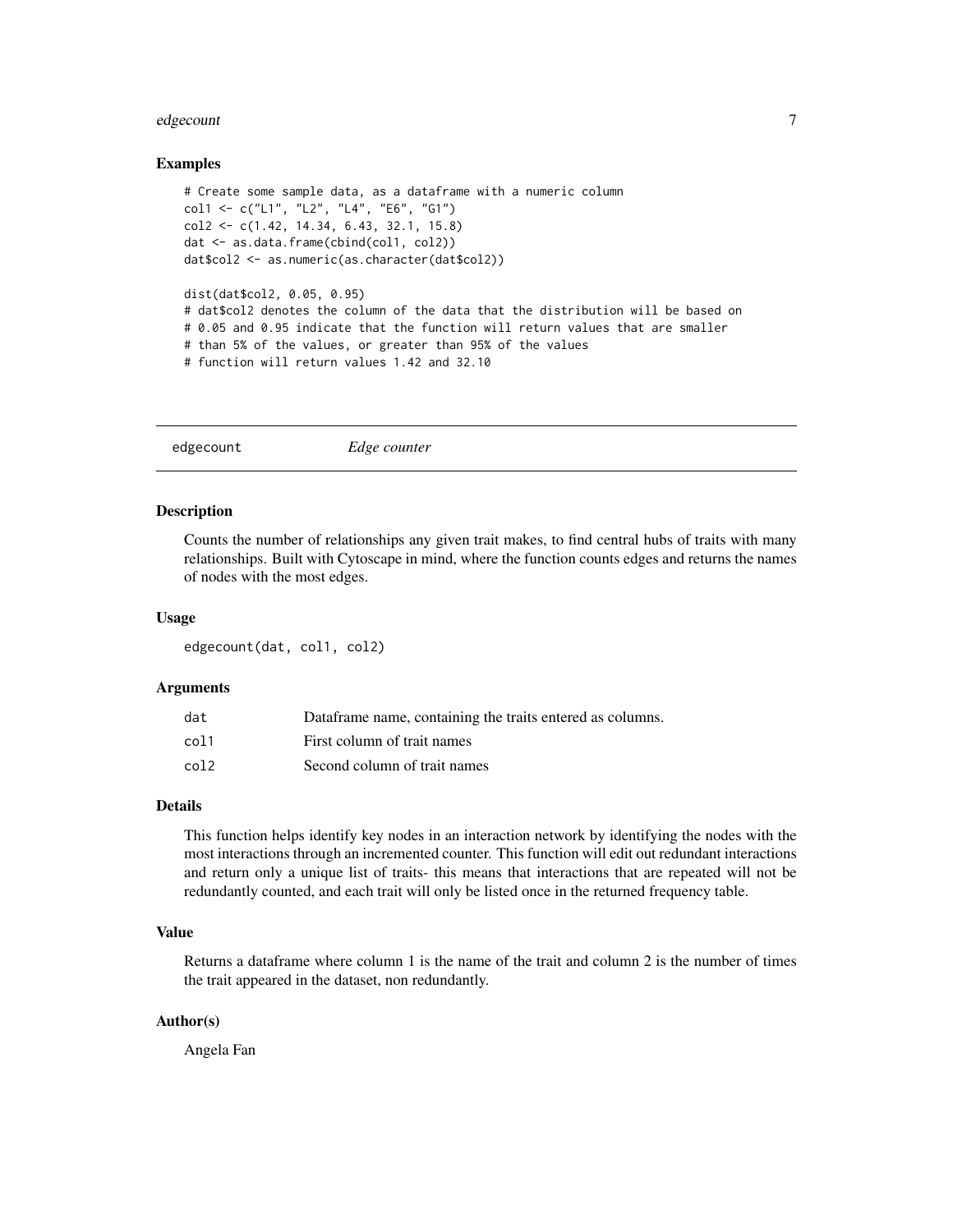### Examples

```
# Create some sample data, as a dataframe with a numeric column
col1 <- c("L1", "L2", "L4", "E6", "G1")
col2 <- c(1.42, 14.34, 6.43, 32.1, 15.8)
dat <- as.data.frame(cbind(col1, col2))
dat$col2 <- as.numeric(as.character(dat$col2))

dist(dat$col2, 0.05, 0.95)
# dat$col2 denotes the column of the data that the distribution will be based on
# 0.05 and 0.95 indicate that the function will return values that are smaller
# than 5% of the values, or greater than 95% of the values
# function will return values 1.42 and 32.10
```

---

## edgecount *Edge counter*

---

### Description

Counts the number of relationships any given trait makes, to find central hubs of traits with many relationships. Built with Cytoscape in mind, where the function counts edges and returns the names of nodes with the most edges.

### Usage

```
edgecount(dat, col1, col2)
```

### Arguments

| | |
|---|---|
| dat | Dataframe name, containing the traits entered as columns. |
| col1 | First column of trait names |
| col2 | Second column of trait names |

### Details

This function helps identify key nodes in an interaction network by identifying the nodes with the most interactions through an incremented counter. This function will edit out redundant interactions and return only a unique list of traits- this means that interactions that are repeated will not be redundantly counted, and each trait will only be listed once in the returned frequency table.

### Value

Returns a dataframe where column 1 is the name of the trait and column 2 is the number of times the trait appeared in the dataset, non redundantly.

### Author(s)

Angela Fan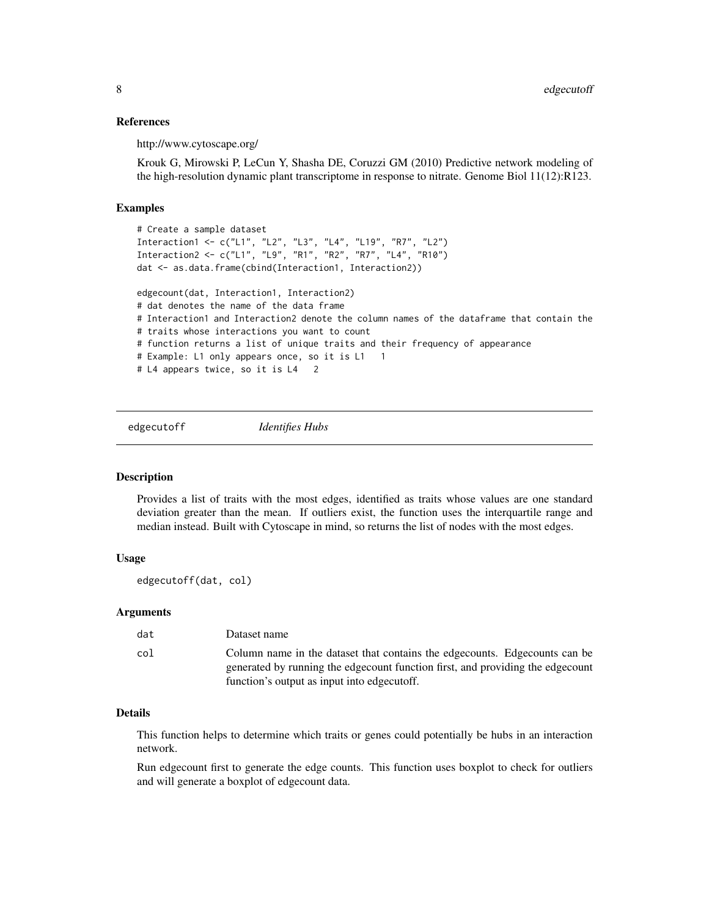### References

http://www.cytoscape.org/

Krouk G, Mirowski P, LeCun Y, Shasha DE, Coruzzi GM (2010) Predictive network modeling of the high-resolution dynamic plant transcriptome in response to nitrate. Genome Biol 11(12):R123.

### Examples

```
# Create a sample dataset
Interaction1 <- c("L1", "L2", "L3", "L4", "L19", "R7", "L2")
Interaction2 <- c("L1", "L9", "R1", "R2", "R7", "L4", "R10")
dat <- as.data.frame(cbind(Interaction1, Interaction2))

edgecount(dat, Interaction1, Interaction2)
# dat denotes the name of the data frame
# Interaction1 and Interaction2 denote the column names of the dataframe that contain the
# traits whose interactions you want to count
# function returns a list of unique traits and their frequency of appearance
# Example: L1 only appears once, so it is L1   1
# L4 appears twice, so it is L4   2
```

---

## edgecutoff *Identifies Hubs*

---

### Description

Provides a list of traits with the most edges, identified as traits whose values are one standard deviation greater than the mean. If outliers exist, the function uses the interquartile range and median instead. Built with Cytoscape in mind, so returns the list of nodes with the most edges.

### Usage

```
edgecutoff(dat, col)
```

### Arguments

| | |
|---|---|
| dat | Dataset name |
| col | Column name in the dataset that contains the edgecounts. Edgecounts can be generated by running the edgecount function first, and providing the edgecount function's output as input into edgecutoff. |

### Details

This function helps to determine which traits or genes could potentially be hubs in an interaction network.

Run edgecount first to generate the edge counts. This function uses boxplot to check for outliers and will generate a boxplot of edgecount data.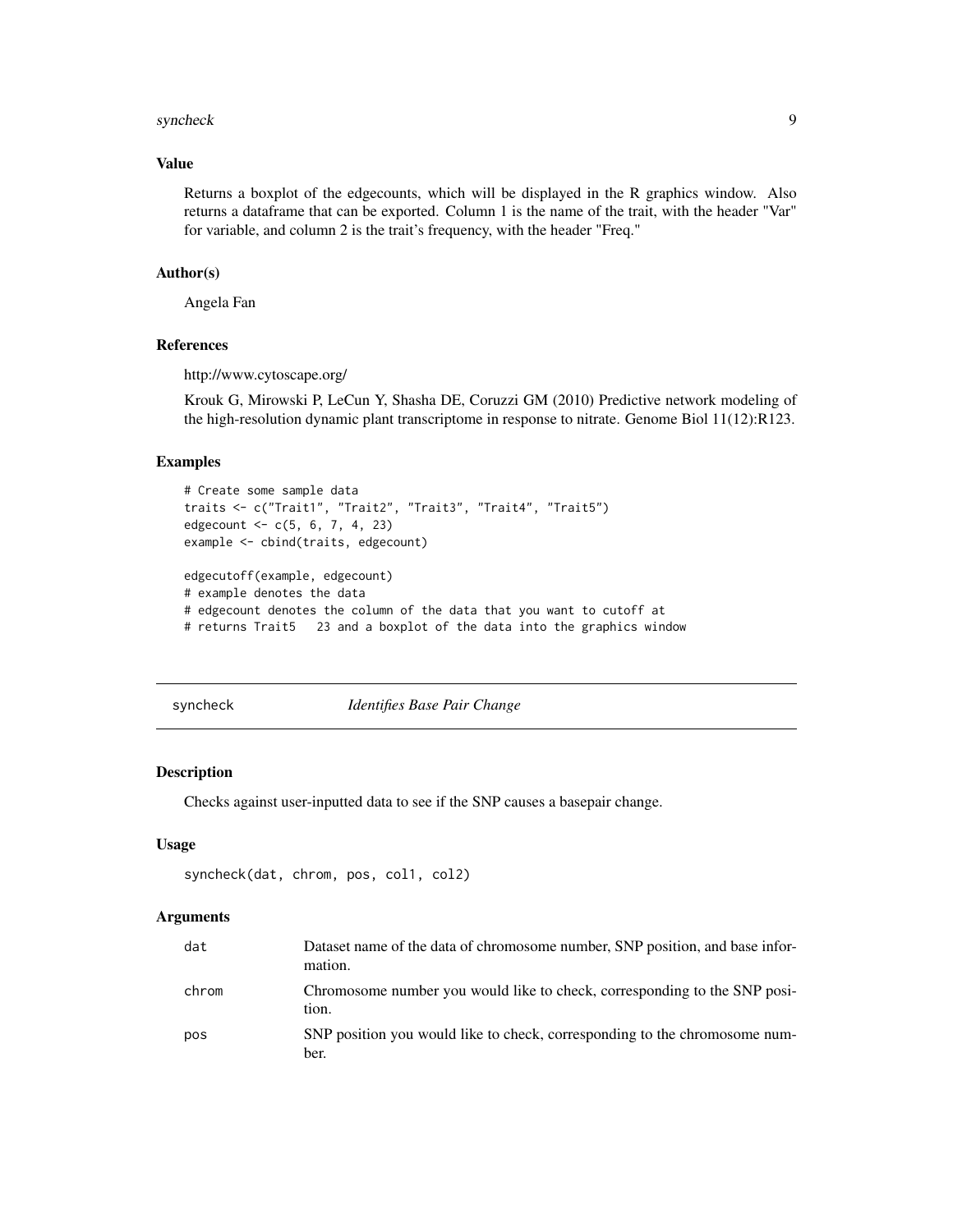### Value

Returns a boxplot of the edgecounts, which will be displayed in the R graphics window. Also returns a dataframe that can be exported. Column 1 is the name of the trait, with the header "Var" for variable, and column 2 is the trait's frequency, with the header "Freq."

### Author(s)

Angela Fan

### References

http://www.cytoscape.org/

Krouk G, Mirowski P, LeCun Y, Shasha DE, Coruzzi GM (2010) Predictive network modeling of the high-resolution dynamic plant transcriptome in response to nitrate. Genome Biol 11(12):R123.

### Examples

```
# Create some sample data
traits <- c("Trait1", "Trait2", "Trait3", "Trait4", "Trait5")
edgecount <- c(5, 6, 7, 4, 23)
example <- cbind(traits, edgecount)

edgecutoff(example, edgecount)
# example denotes the data
# edgecount denotes the column of the data that you want to cutoff at
# returns Trait5   23 and a boxplot of the data into the graphics window
```

---

## syncheck — *Identifies Base Pair Change*

---

### Description

Checks against user-inputted data to see if the SNP causes a basepair change.

### Usage

```
syncheck(dat, chrom, pos, col1, col2)
```

### Arguments

| | |
|---|---|
| `dat` | Dataset name of the data of chromosome number, SNP position, and base information. |
| `chrom` | Chromosome number you would like to check, corresponding to the SNP position. |
| `pos` | SNP position you would like to check, corresponding to the chromosome number. |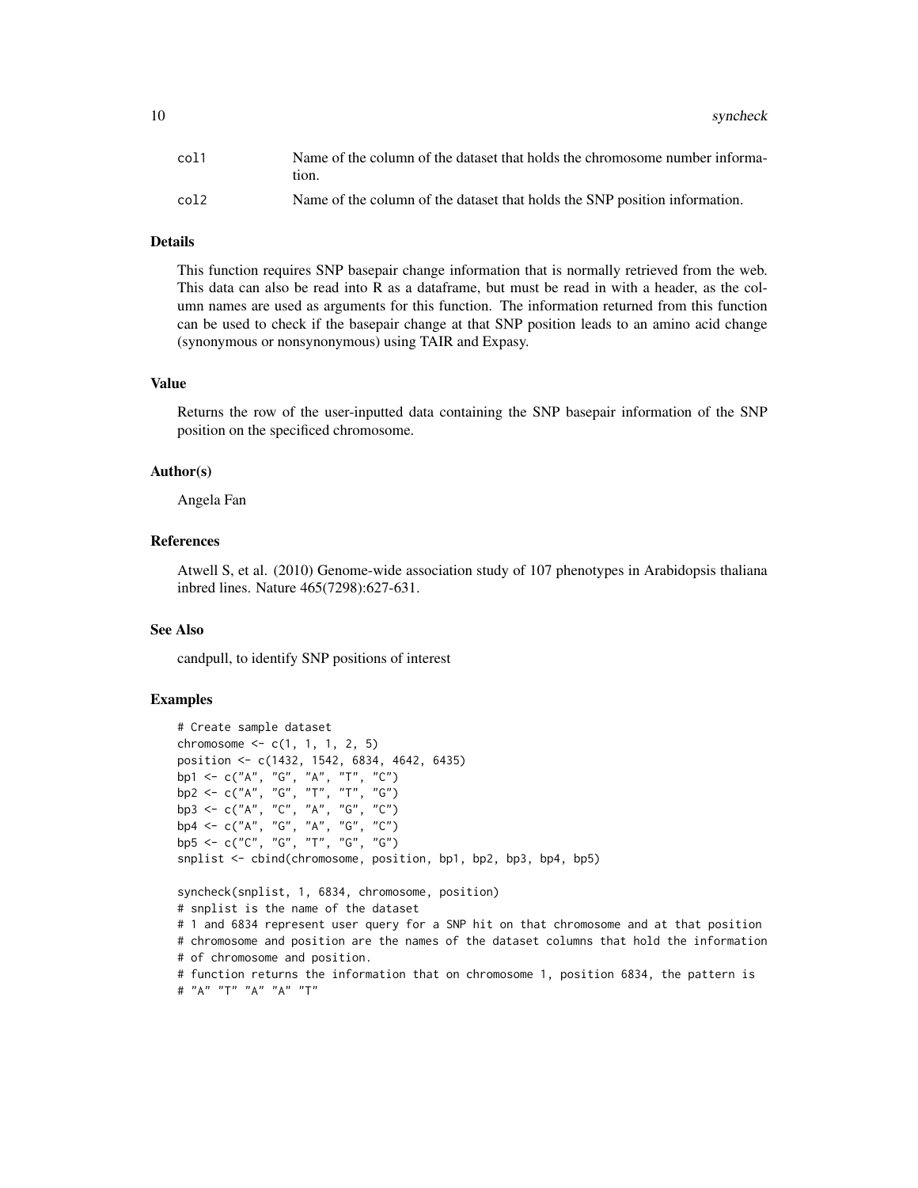| | |
|---|---|
| col1 | Name of the column of the dataset that holds the chromosome number information. |
| col2 | Name of the column of the dataset that holds the SNP position information. |

## Details

This function requires SNP basepair change information that is normally retrieved from the web. This data can also be read into R as a dataframe, but must be read in with a header, as the column names are used as arguments for this function. The information returned from this function can be used to check if the basepair change at that SNP position leads to an amino acid change (synonymous or nonsynonymous) using TAIR and Expasy.

## Value

Returns the row of the user-inputted data containing the SNP basepair information of the SNP position on the specificed chromosome.

## Author(s)

Angela Fan

## References

Atwell S, et al. (2010) Genome-wide association study of 107 phenotypes in Arabidopsis thaliana inbred lines. Nature 465(7298):627-631.

## See Also

candpull, to identify SNP positions of interest

## Examples

```
# Create sample dataset
chromosome <- c(1, 1, 1, 2, 5)
position <- c(1432, 1542, 6834, 4642, 6435)
bp1 <- c("A", "G", "A", "T", "C")
bp2 <- c("A", "G", "T", "T", "G")
bp3 <- c("A", "C", "A", "G", "C")
bp4 <- c("A", "G", "A", "G", "C")
bp5 <- c("C", "G", "T", "G", "G")
snplist <- cbind(chromosome, position, bp1, bp2, bp3, bp4, bp5)

syncheck(snplist, 1, 6834, chromosome, position)
# snplist is the name of the dataset
# 1 and 6834 represent user query for a SNP hit on that chromosome and at that position
# chromosome and position are the names of the dataset columns that hold the information
# of chromosome and position.
# function returns the information that on chromosome 1, position 6834, the pattern is
# "A" "T" "A" "A" "T"
```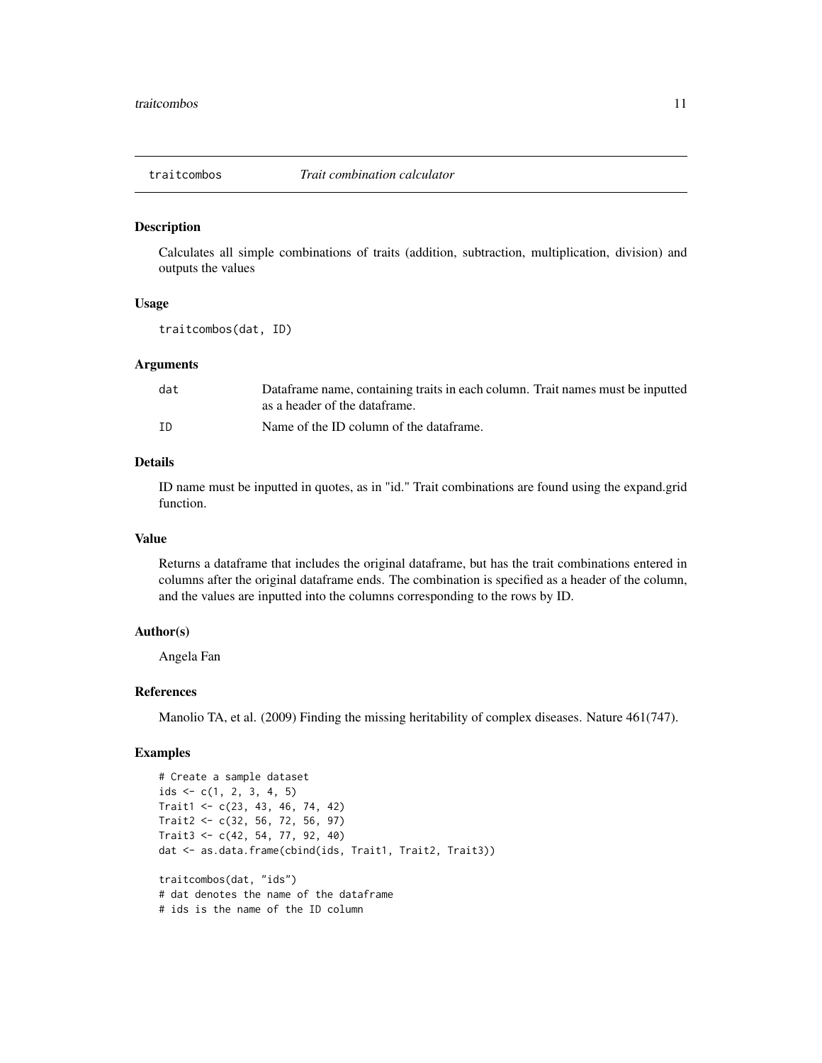# traitcombos — *Trait combination calculator*

## Description

Calculates all simple combinations of traits (addition, subtraction, multiplication, division) and outputs the values

## Usage

```
traitcombos(dat, ID)
```

## Arguments

| | |
|---|---|
| dat | Dataframe name, containing traits in each column. Trait names must be inputted as a header of the dataframe. |
| ID | Name of the ID column of the dataframe. |

## Details

ID name must be inputted in quotes, as in "id." Trait combinations are found using the expand.grid function.

## Value

Returns a dataframe that includes the original dataframe, but has the trait combinations entered in columns after the original dataframe ends. The combination is specified as a header of the column, and the values are inputted into the columns corresponding to the rows by ID.

## Author(s)

Angela Fan

## References

Manolio TA, et al. (2009) Finding the missing heritability of complex diseases. Nature 461(747).

## Examples

```
# Create a sample dataset
ids <- c(1, 2, 3, 4, 5)
Trait1 <- c(23, 43, 46, 74, 42)
Trait2 <- c(32, 56, 72, 56, 97)
Trait3 <- c(42, 54, 77, 92, 40)
dat <- as.data.frame(cbind(ids, Trait1, Trait2, Trait3))

traitcombos(dat, "ids")
# dat denotes the name of the dataframe
# ids is the name of the ID column
```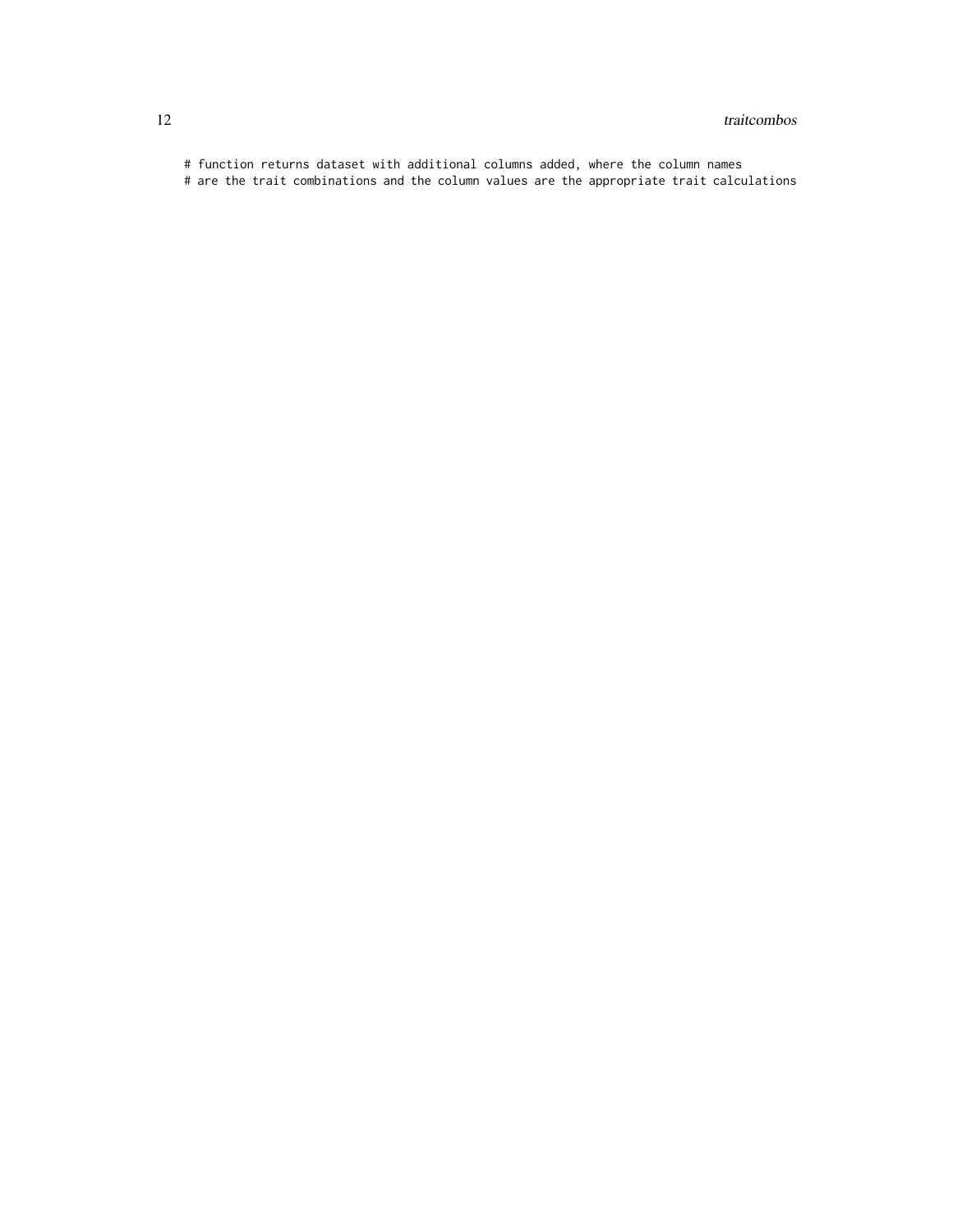```
# function returns dataset with additional columns added, where the column names
# are the trait combinations and the column values are the appropriate trait calculations
```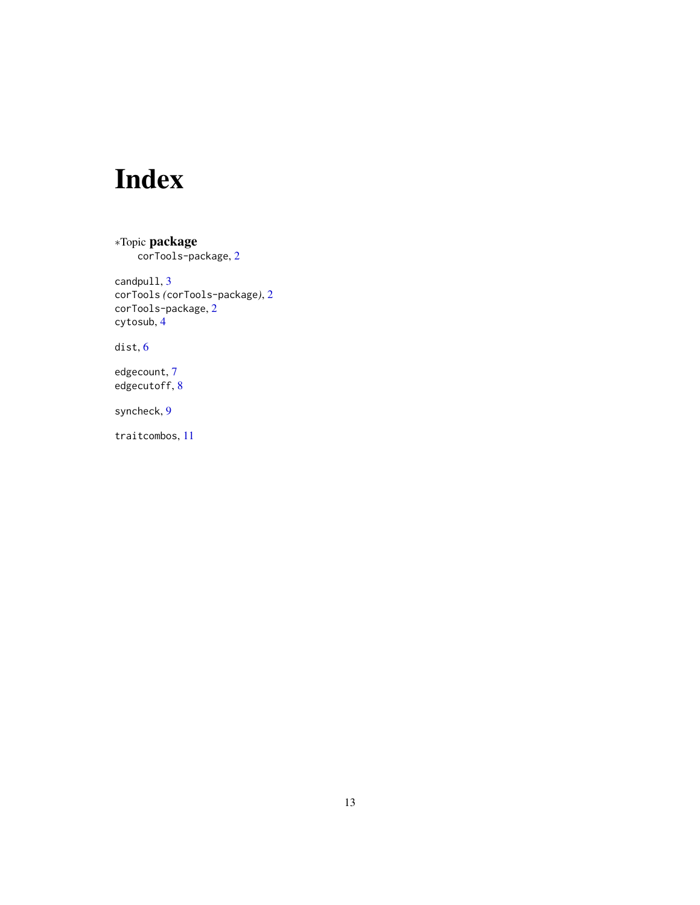# Index

*Topic **package**
    corTools-package, 2

candpull, 3
corTools (corTools-package), 2
corTools-package, 2
cytosub, 4

dist, 6

edgecount, 7
edgecutoff, 8

syncheck, 9

traitcombos, 11